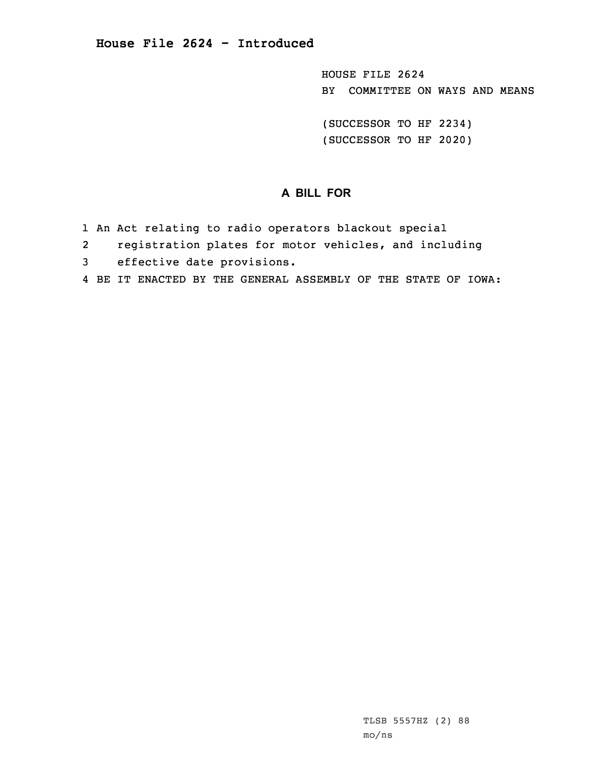# House File 2624 - Introduced

HOUSE FILE 2624
BY COMMITTEE ON WAYS AND MEANS

(SUCCESSOR TO HF 2234)
(SUCCESSOR TO HF 2020)

## A BILL FOR

1 An Act relating to radio operators blackout special
2 registration plates for motor vehicles, and including
3 effective date provisions.
4 BE IT ENACTED BY THE GENERAL ASSEMBLY OF THE STATE OF IOWA:

TLSB 5557HZ (2) 88
mo/ns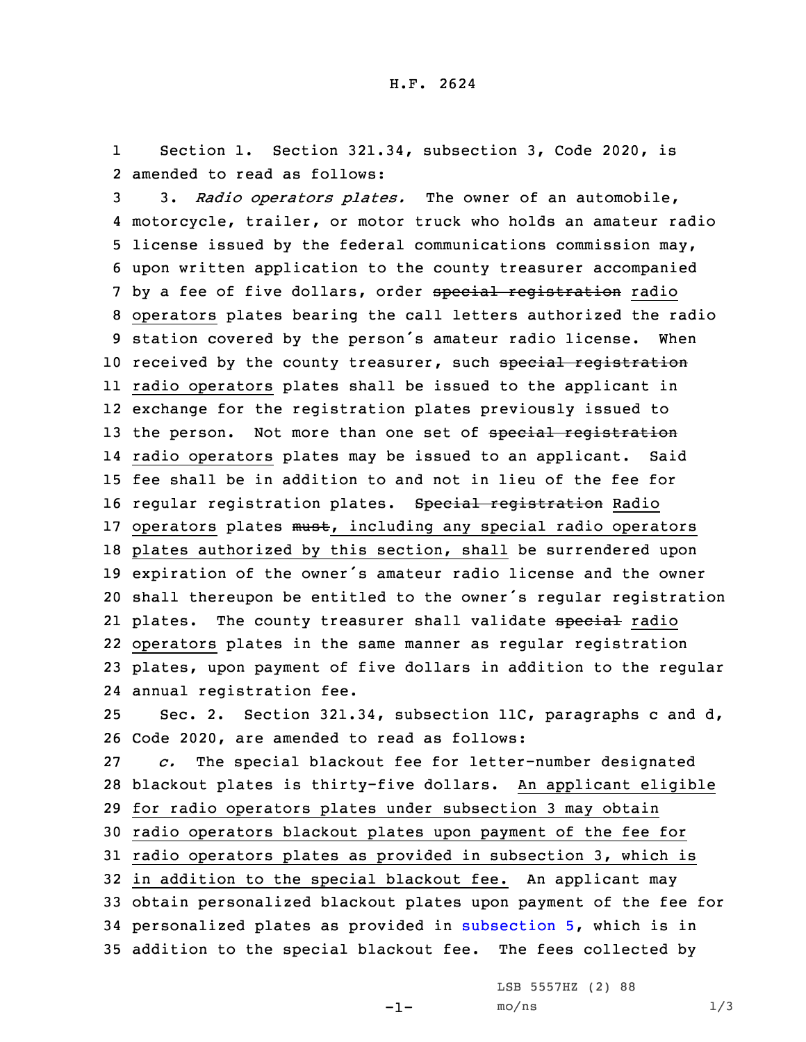H.F. 2624

Section 1. Section 321.34, subsection 3, Code 2020, is amended to read as follows:

3. *Radio operators plates.* The owner of an automobile, motorcycle, trailer, or motor truck who holds an amateur radio license issued by the federal communications commission may, upon written application to the county treasurer accompanied by a fee of five dollars, order ~~special registration~~ radio operators plates bearing the call letters authorized the radio station covered by the person's amateur radio license. When received by the county treasurer, such ~~special registration~~ radio operators plates shall be issued to the applicant in exchange for the registration plates previously issued to the person. Not more than one set of ~~special registration~~ radio operators plates may be issued to an applicant. Said fee shall be in addition to and not in lieu of the fee for regular registration plates. ~~Special registration~~ Radio operators plates ~~must~~, including any special radio operators plates authorized by this section, shall be surrendered upon expiration of the owner's amateur radio license and the owner shall thereupon be entitled to the owner's regular registration plates. The county treasurer shall validate ~~special~~ radio operators plates in the same manner as regular registration plates, upon payment of five dollars in addition to the regular annual registration fee.

Sec. 2. Section 321.34, subsection 11C, paragraphs c and d, Code 2020, are amended to read as follows:

*c.* The special blackout fee for letter-number designated blackout plates is thirty-five dollars. An applicant eligible for radio operators plates under subsection 3 may obtain radio operators blackout plates upon payment of the fee for radio operators plates as provided in subsection 3, which is in addition to the special blackout fee. An applicant may obtain personalized blackout plates upon payment of the fee for personalized plates as provided in subsection 5, which is in addition to the special blackout fee. The fees collected by

LSB 5557HZ (2) 88
mo/ns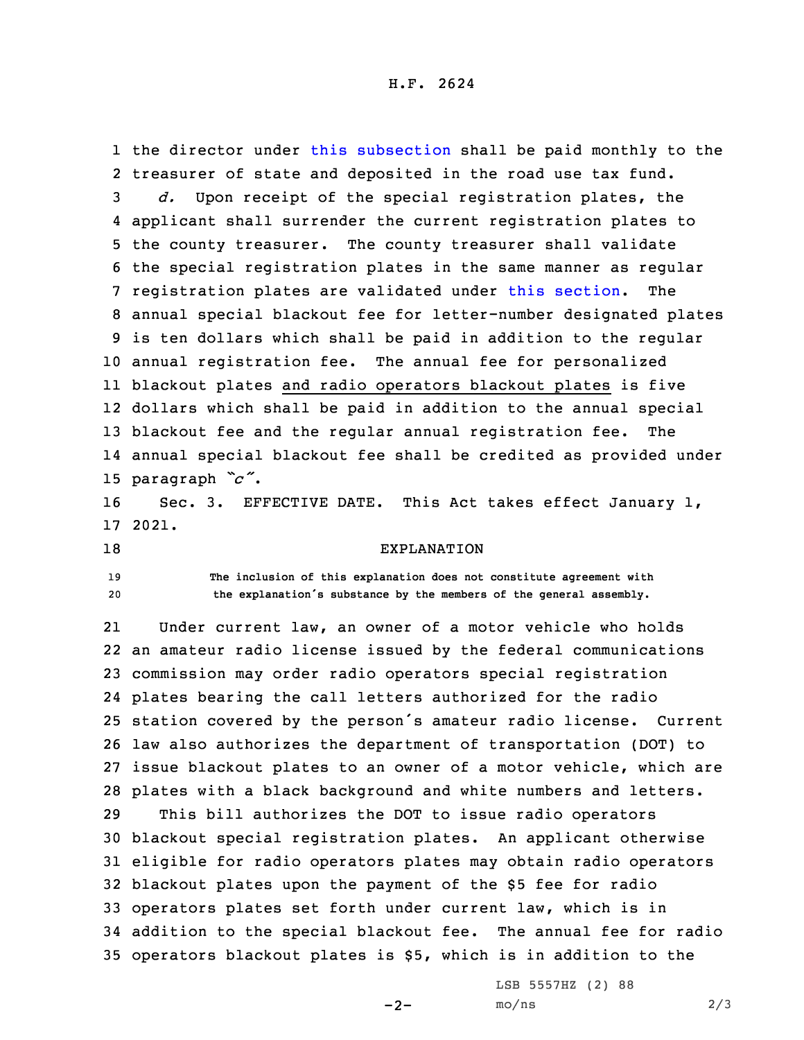the director under this subsection shall be paid monthly to the treasurer of state and deposited in the road use tax fund.

*d.* Upon receipt of the special registration plates, the applicant shall surrender the current registration plates to the county treasurer. The county treasurer shall validate the special registration plates in the same manner as regular registration plates are validated under this section. The annual special blackout fee for letter-number designated plates is ten dollars which shall be paid in addition to the regular annual registration fee. The annual fee for personalized blackout plates and radio operators blackout plates is five dollars which shall be paid in addition to the annual special blackout fee and the regular annual registration fee. The annual special blackout fee shall be credited as provided under paragraph *"c"*.

Sec. 3. EFFECTIVE DATE. This Act takes effect January 1, 2021.

EXPLANATION

The inclusion of this explanation does not constitute agreement with the explanation's substance by the members of the general assembly.

Under current law, an owner of a motor vehicle who holds an amateur radio license issued by the federal communications commission may order radio operators special registration plates bearing the call letters authorized for the radio station covered by the person's amateur radio license. Current law also authorizes the department of transportation (DOT) to issue blackout plates to an owner of a motor vehicle, which are plates with a black background and white numbers and letters.

This bill authorizes the DOT to issue radio operators blackout special registration plates. An applicant otherwise eligible for radio operators plates may obtain radio operators blackout plates upon the payment of the $5 fee for radio operators plates set forth under current law, which is in addition to the special blackout fee. The annual fee for radio operators blackout plates is $5, which is in addition to the

LSB 5557HZ (2) 88
mo/ns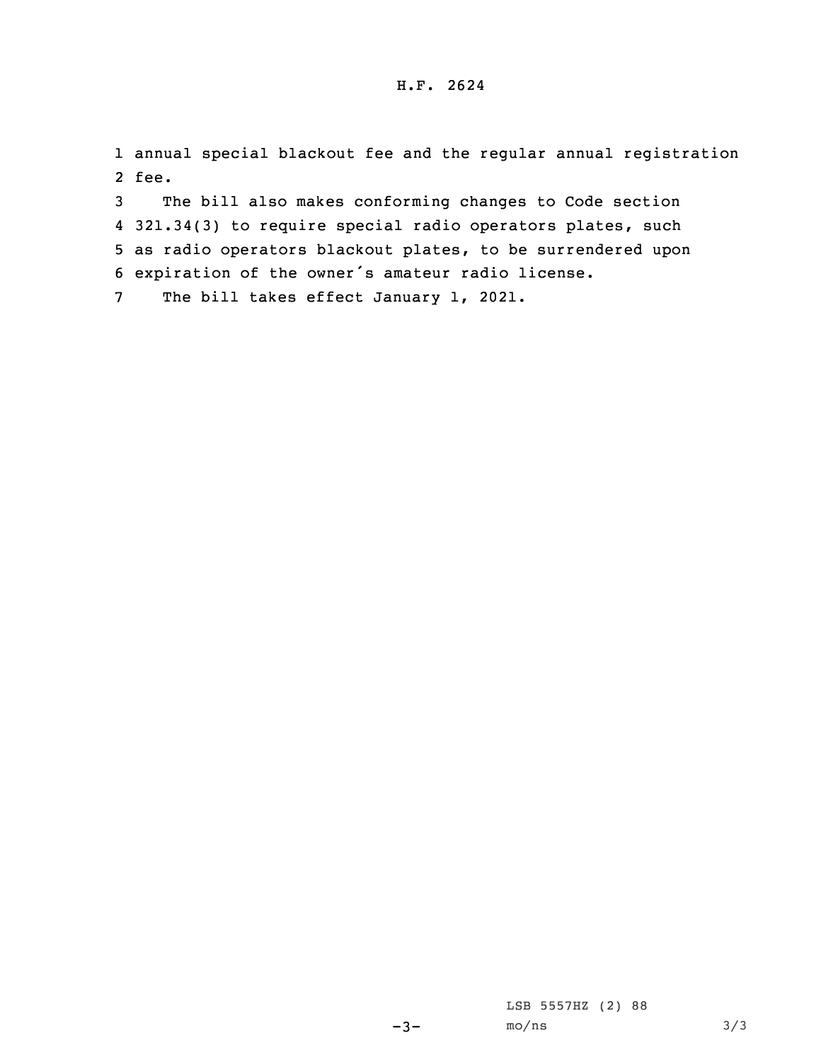annual special blackout fee and the regular annual registration fee.

The bill also makes conforming changes to Code section 321.34(3) to require special radio operators plates, such as radio operators blackout plates, to be surrendered upon expiration of the owner's amateur radio license.

The bill takes effect January 1, 2021.

LSB 5557HZ (2) 88
mo/ns